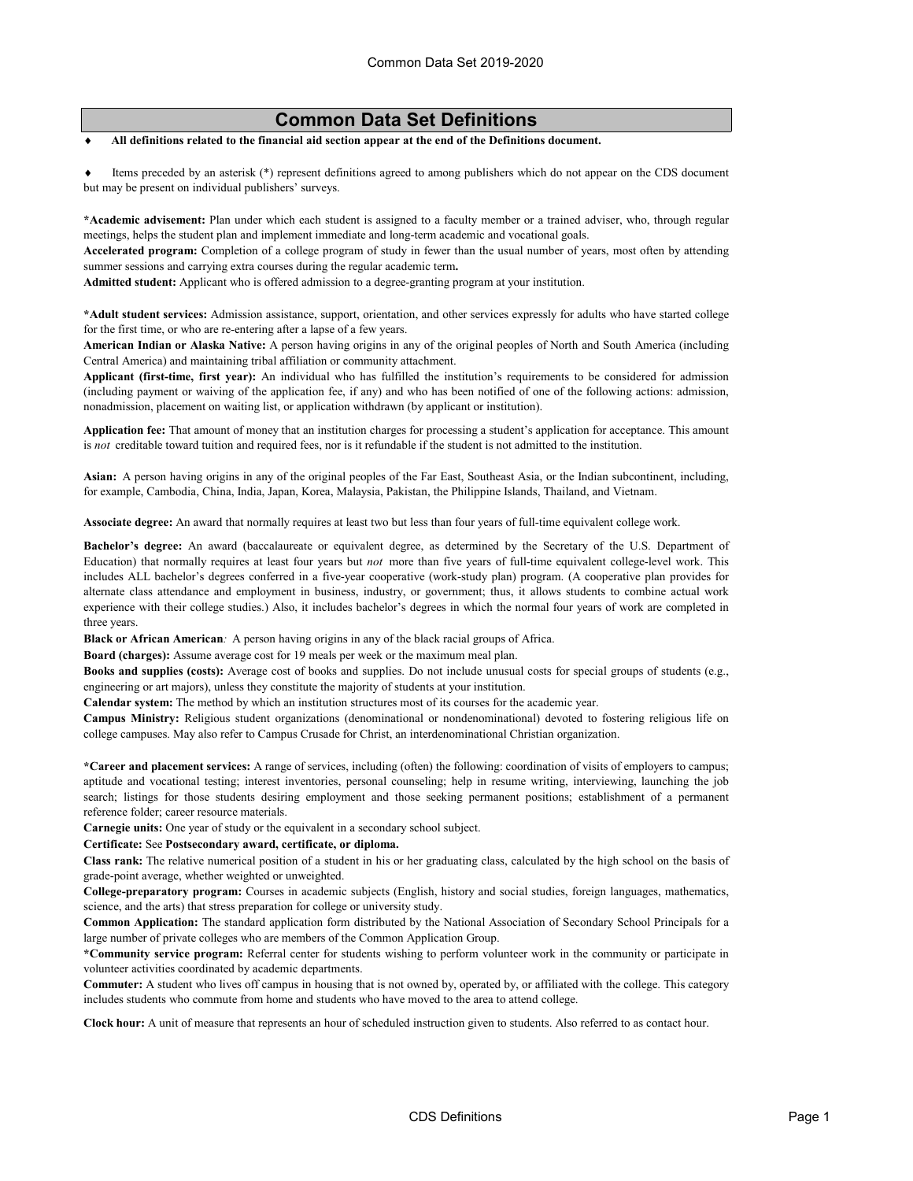# Common Data Set Definitions

- **All definitions related to the financial aid section appear at the end of the Definitions document.**

- Items preceded by an asterisk (*) represent definitions agreed to among publishers which do not appear on the CDS document but may be present on individual publishers' surveys.

***Academic advisement:** Plan under which each student is assigned to a faculty member or a trained adviser, who, through regular meetings, helps the student plan and implement immediate and long-term academic and vocational goals.

**Accelerated program:** Completion of a college program of study in fewer than the usual number of years, most often by attending summer sessions and carrying extra courses during the regular academic term**.**

**Admitted student:** Applicant who is offered admission to a degree-granting program at your institution.

***Adult student services:** Admission assistance, support, orientation, and other services expressly for adults who have started college for the first time, or who are re-entering after a lapse of a few years.

**American Indian or Alaska Native:** A person having origins in any of the original peoples of North and South America (including Central America) and maintaining tribal affiliation or community attachment.

**Applicant (first-time, first year):** An individual who has fulfilled the institution's requirements to be considered for admission (including payment or waiving of the application fee, if any) and who has been notified of one of the following actions: admission, nonadmission, placement on waiting list, or application withdrawn (by applicant or institution).

**Application fee:** That amount of money that an institution charges for processing a student's application for acceptance. This amount is *not* creditable toward tuition and required fees, nor is it refundable if the student is not admitted to the institution.

**Asian:** A person having origins in any of the original peoples of the Far East, Southeast Asia, or the Indian subcontinent, including, for example, Cambodia, China, India, Japan, Korea, Malaysia, Pakistan, the Philippine Islands, Thailand, and Vietnam.

**Associate degree:** An award that normally requires at least two but less than four years of full-time equivalent college work.

**Bachelor's degree:** An award (baccalaureate or equivalent degree, as determined by the Secretary of the U.S. Department of Education) that normally requires at least four years but *not* more than five years of full-time equivalent college-level work. This includes ALL bachelor's degrees conferred in a five-year cooperative (work-study plan) program. (A cooperative plan provides for alternate class attendance and employment in business, industry, or government; thus, it allows students to combine actual work experience with their college studies.) Also, it includes bachelor's degrees in which the normal four years of work are completed in three years.

**Black or African American***:* A person having origins in any of the black racial groups of Africa.

**Board (charges):** Assume average cost for 19 meals per week or the maximum meal plan.

**Books and supplies (costs):** Average cost of books and supplies. Do not include unusual costs for special groups of students (e.g., engineering or art majors), unless they constitute the majority of students at your institution.

**Calendar system:** The method by which an institution structures most of its courses for the academic year.

**Campus Ministry:** Religious student organizations (denominational or nondenominational) devoted to fostering religious life on college campuses. May also refer to Campus Crusade for Christ, an interdenominational Christian organization.

***Career and placement services:** A range of services, including (often) the following: coordination of visits of employers to campus; aptitude and vocational testing; interest inventories, personal counseling; help in resume writing, interviewing, launching the job search; listings for those students desiring employment and those seeking permanent positions; establishment of a permanent reference folder; career resource materials.

**Carnegie units:** One year of study or the equivalent in a secondary school subject.

**Certificate:** See **Postsecondary award, certificate, or diploma.**

**Class rank:** The relative numerical position of a student in his or her graduating class, calculated by the high school on the basis of grade-point average, whether weighted or unweighted.

**College-preparatory program:** Courses in academic subjects (English, history and social studies, foreign languages, mathematics, science, and the arts) that stress preparation for college or university study.

**Common Application:** The standard application form distributed by the National Association of Secondary School Principals for a large number of private colleges who are members of the Common Application Group.

***Community service program:** Referral center for students wishing to perform volunteer work in the community or participate in volunteer activities coordinated by academic departments.

**Commuter:** A student who lives off campus in housing that is not owned by, operated by, or affiliated with the college. This category includes students who commute from home and students who have moved to the area to attend college.

**Clock hour:** A unit of measure that represents an hour of scheduled instruction given to students. Also referred to as contact hour.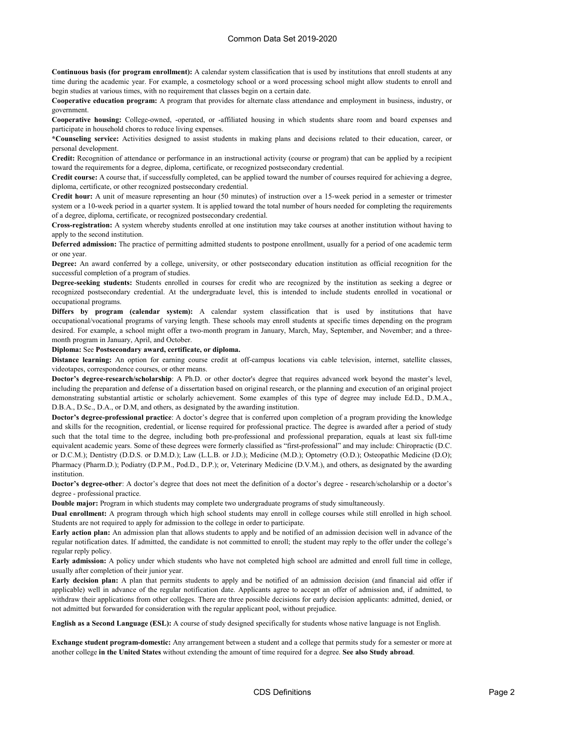**Continuous basis (for program enrollment):** A calendar system classification that is used by institutions that enroll students at any time during the academic year. For example, a cosmetology school or a word processing school might allow students to enroll and begin studies at various times, with no requirement that classes begin on a certain date.

**Cooperative education program:** A program that provides for alternate class attendance and employment in business, industry, or government.

**Cooperative housing:** College-owned, -operated, or -affiliated housing in which students share room and board expenses and participate in household chores to reduce living expenses.

***Counseling service:** Activities designed to assist students in making plans and decisions related to their education, career, or personal development.

**Credit:** Recognition of attendance or performance in an instructional activity (course or program) that can be applied by a recipient toward the requirements for a degree, diploma, certificate, or recognized postsecondary credential.

**Credit course:** A course that, if successfully completed, can be applied toward the number of courses required for achieving a degree, diploma, certificate, or other recognized postsecondary credential.

**Credit hour:** A unit of measure representing an hour (50 minutes) of instruction over a 15-week period in a semester or trimester system or a 10-week period in a quarter system. It is applied toward the total number of hours needed for completing the requirements of a degree, diploma, certificate, or recognized postsecondary credential.

**Cross-registration:** A system whereby students enrolled at one institution may take courses at another institution without having to apply to the second institution.

**Deferred admission:** The practice of permitting admitted students to postpone enrollment, usually for a period of one academic term or one year.

**Degree:** An award conferred by a college, university, or other postsecondary education institution as official recognition for the successful completion of a program of studies.

**Degree-seeking students:** Students enrolled in courses for credit who are recognized by the institution as seeking a degree or recognized postsecondary credential. At the undergraduate level, this is intended to include students enrolled in vocational or occupational programs.

**Differs by program (calendar system):** A calendar system classification that is used by institutions that have occupational/vocational programs of varying length. These schools may enroll students at specific times depending on the program desired. For example, a school might offer a two-month program in January, March, May, September, and November; and a three-month program in January, April, and October.

**Diploma:** See **Postsecondary award, certificate, or diploma.**

**Distance learning:** An option for earning course credit at off-campus locations via cable television, internet, satellite classes, videotapes, correspondence courses, or other means.

**Doctor's degree-research/scholarship**: A Ph.D. or other doctor's degree that requires advanced work beyond the master's level, including the preparation and defense of a dissertation based on original research, or the planning and execution of an original project demonstrating substantial artistic or scholarly achievement. Some examples of this type of degree may include Ed.D., D.M.A., D.B.A., D.Sc., D.A., or D.M, and others, as designated by the awarding institution.

**Doctor's degree-professional practice**: A doctor's degree that is conferred upon completion of a program providing the knowledge and skills for the recognition, credential, or license required for professional practice. The degree is awarded after a period of study such that the total time to the degree, including both pre-professional and professional preparation, equals at least six full-time equivalent academic years. Some of these degrees were formerly classified as "first-professional" and may include: Chiropractic (D.C. or D.C.M.); Dentistry (D.D.S. or D.M.D.); Law (L.L.B. or J.D.); Medicine (M.D.); Optometry (O.D.); Osteopathic Medicine (D.O); Pharmacy (Pharm.D.); Podiatry (D.P.M., Pod.D., D.P.); or, Veterinary Medicine (D.V.M.), and others, as designated by the awarding institution.

**Doctor's degree-other**: A doctor's degree that does not meet the definition of a doctor's degree - research/scholarship or a doctor's degree - professional practice.

**Double major:** Program in which students may complete two undergraduate programs of study simultaneously.

**Dual enrollment:** A program through which high school students may enroll in college courses while still enrolled in high school. Students are not required to apply for admission to the college in order to participate.

**Early action plan:** An admission plan that allows students to apply and be notified of an admission decision well in advance of the regular notification dates. If admitted, the candidate is not committed to enroll; the student may reply to the offer under the college's regular reply policy.

**Early admission:** A policy under which students who have not completed high school are admitted and enroll full time in college, usually after completion of their junior year.

**Early decision plan:** A plan that permits students to apply and be notified of an admission decision (and financial aid offer if applicable) well in advance of the regular notification date. Applicants agree to accept an offer of admission and, if admitted, to withdraw their applications from other colleges. There are three possible decisions for early decision applicants: admitted, denied, or not admitted but forwarded for consideration with the regular applicant pool, without prejudice.

**English as a Second Language (ESL):** A course of study designed specifically for students whose native language is not English.

**Exchange student program-domestic:** Any arrangement between a student and a college that permits study for a semester or more at another college **in the United States** without extending the amount of time required for a degree. **See also Study abroad**.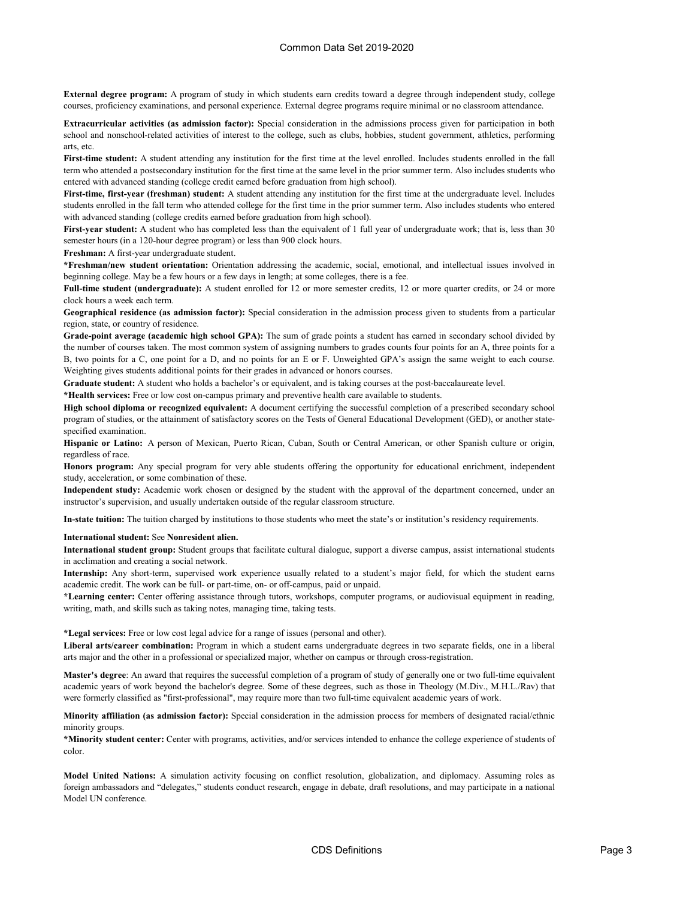**External degree program:** A program of study in which students earn credits toward a degree through independent study, college courses, proficiency examinations, and personal experience. External degree programs require minimal or no classroom attendance.

**Extracurricular activities (as admission factor):** Special consideration in the admissions process given for participation in both school and nonschool-related activities of interest to the college, such as clubs, hobbies, student government, athletics, performing arts, etc.

**First-time student:** A student attending any institution for the first time at the level enrolled. Includes students enrolled in the fall term who attended a postsecondary institution for the first time at the same level in the prior summer term. Also includes students who entered with advanced standing (college credit earned before graduation from high school).

**First-time, first-year (freshman) student:** A student attending any institution for the first time at the undergraduate level. Includes students enrolled in the fall term who attended college for the first time in the prior summer term. Also includes students who entered with advanced standing (college credits earned before graduation from high school).

**First-year student:** A student who has completed less than the equivalent of 1 full year of undergraduate work; that is, less than 30 semester hours (in a 120-hour degree program) or less than 900 clock hours.

**Freshman:** A first-year undergraduate student.

***Freshman/new student orientation:** Orientation addressing the academic, social, emotional, and intellectual issues involved in beginning college. May be a few hours or a few days in length; at some colleges, there is a fee.

**Full-time student (undergraduate):** A student enrolled for 12 or more semester credits, 12 or more quarter credits, or 24 or more clock hours a week each term.

**Geographical residence (as admission factor):** Special consideration in the admission process given to students from a particular region, state, or country of residence.

**Grade-point average (academic high school GPA):** The sum of grade points a student has earned in secondary school divided by the number of courses taken. The most common system of assigning numbers to grades counts four points for an A, three points for a B, two points for a C, one point for a D, and no points for an E or F. Unweighted GPA's assign the same weight to each course. Weighting gives students additional points for their grades in advanced or honors courses.

**Graduate student:** A student who holds a bachelor's or equivalent, and is taking courses at the post-baccalaureate level.

***Health services:** Free or low cost on-campus primary and preventive health care available to students.

**High school diploma or recognized equivalent:** A document certifying the successful completion of a prescribed secondary school program of studies, or the attainment of satisfactory scores on the Tests of General Educational Development (GED), or another state-specified examination.

**Hispanic or Latino:** A person of Mexican, Puerto Rican, Cuban, South or Central American, or other Spanish culture or origin, regardless of race.

**Honors program:** Any special program for very able students offering the opportunity for educational enrichment, independent study, acceleration, or some combination of these.

**Independent study:** Academic work chosen or designed by the student with the approval of the department concerned, under an instructor's supervision, and usually undertaken outside of the regular classroom structure.

**In-state tuition:** The tuition charged by institutions to those students who meet the state's or institution's residency requirements.

**International student:** See **Nonresident alien.**

**International student group:** Student groups that facilitate cultural dialogue, support a diverse campus, assist international students in acclimation and creating a social network.

**Internship:** Any short-term, supervised work experience usually related to a student's major field, for which the student earns academic credit. The work can be full- or part-time, on- or off-campus, paid or unpaid.

***Learning center:** Center offering assistance through tutors, workshops, computer programs, or audiovisual equipment in reading, writing, math, and skills such as taking notes, managing time, taking tests.

***Legal services:** Free or low cost legal advice for a range of issues (personal and other).

**Liberal arts/career combination:** Program in which a student earns undergraduate degrees in two separate fields, one in a liberal arts major and the other in a professional or specialized major, whether on campus or through cross-registration.

**Master's degree**: An award that requires the successful completion of a program of study of generally one or two full-time equivalent academic years of work beyond the bachelor's degree. Some of these degrees, such as those in Theology (M.Div., M.H.L./Rav) that were formerly classified as "first-professional", may require more than two full-time equivalent academic years of work.

**Minority affiliation (as admission factor):** Special consideration in the admission process for members of designated racial/ethnic minority groups.

***Minority student center:** Center with programs, activities, and/or services intended to enhance the college experience of students of color.

**Model United Nations:** A simulation activity focusing on conflict resolution, globalization, and diplomacy. Assuming roles as foreign ambassadors and "delegates," students conduct research, engage in debate, draft resolutions, and may participate in a national Model UN conference.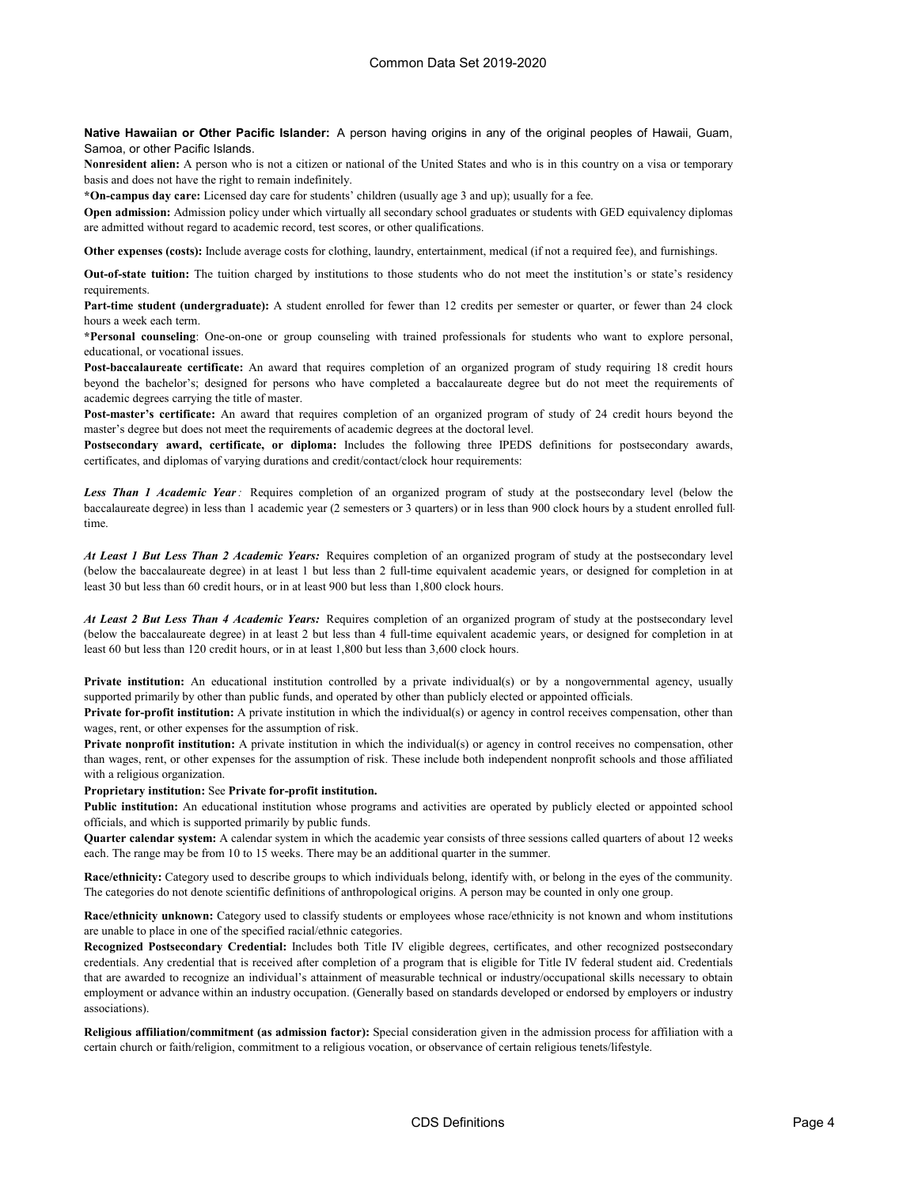**Native Hawaiian or Other Pacific Islander:** A person having origins in any of the original peoples of Hawaii, Guam, Samoa, or other Pacific Islands.

**Nonresident alien:** A person who is not a citizen or national of the United States and who is in this country on a visa or temporary basis and does not have the right to remain indefinitely.

***On-campus day care:** Licensed day care for students' children (usually age 3 and up); usually for a fee.

**Open admission:** Admission policy under which virtually all secondary school graduates or students with GED equivalency diplomas are admitted without regard to academic record, test scores, or other qualifications.

**Other expenses (costs):** Include average costs for clothing, laundry, entertainment, medical (if not a required fee), and furnishings.

**Out-of-state tuition:** The tuition charged by institutions to those students who do not meet the institution's or state's residency requirements.

**Part-time student (undergraduate):** A student enrolled for fewer than 12 credits per semester or quarter, or fewer than 24 clock hours a week each term.

***Personal counseling**: One-on-one or group counseling with trained professionals for students who want to explore personal, educational, or vocational issues.

**Post-baccalaureate certificate:** An award that requires completion of an organized program of study requiring 18 credit hours beyond the bachelor's; designed for persons who have completed a baccalaureate degree but do not meet the requirements of academic degrees carrying the title of master.

**Post-master's certificate:** An award that requires completion of an organized program of study of 24 credit hours beyond the master's degree but does not meet the requirements of academic degrees at the doctoral level.

**Postsecondary award, certificate, or diploma:** Includes the following three IPEDS definitions for postsecondary awards, certificates, and diplomas of varying durations and credit/contact/clock hour requirements:

***Less Than 1 Academic Year***: Requires completion of an organized program of study at the postsecondary level (below the baccalaureate degree) in less than 1 academic year (2 semesters or 3 quarters) or in less than 900 clock hours by a student enrolled full-time.

***At Least 1 But Less Than 2 Academic Years:*** Requires completion of an organized program of study at the postsecondary level (below the baccalaureate degree) in at least 1 but less than 2 full-time equivalent academic years, or designed for completion in at least 30 but less than 60 credit hours, or in at least 900 but less than 1,800 clock hours.

***At Least 2 But Less Than 4 Academic Years:*** Requires completion of an organized program of study at the postsecondary level (below the baccalaureate degree) in at least 2 but less than 4 full-time equivalent academic years, or designed for completion in at least 60 but less than 120 credit hours, or in at least 1,800 but less than 3,600 clock hours.

**Private institution:** An educational institution controlled by a private individual(s) or by a nongovernmental agency, usually supported primarily by other than public funds, and operated by other than publicly elected or appointed officials.

**Private for-profit institution:** A private institution in which the individual(s) or agency in control receives compensation, other than wages, rent, or other expenses for the assumption of risk.

**Private nonprofit institution:** A private institution in which the individual(s) or agency in control receives no compensation, other than wages, rent, or other expenses for the assumption of risk. These include both independent nonprofit schools and those affiliated with a religious organization.

**Proprietary institution:** See **Private for-profit institution.**

**Public institution:** An educational institution whose programs and activities are operated by publicly elected or appointed school officials, and which is supported primarily by public funds.

**Quarter calendar system:** A calendar system in which the academic year consists of three sessions called quarters of about 12 weeks each. The range may be from 10 to 15 weeks. There may be an additional quarter in the summer.

**Race/ethnicity:** Category used to describe groups to which individuals belong, identify with, or belong in the eyes of the community. The categories do not denote scientific definitions of anthropological origins. A person may be counted in only one group.

**Race/ethnicity unknown:** Category used to classify students or employees whose race/ethnicity is not known and whom institutions are unable to place in one of the specified racial/ethnic categories.

**Recognized Postsecondary Credential:** Includes both Title IV eligible degrees, certificates, and other recognized postsecondary credentials. Any credential that is received after completion of a program that is eligible for Title IV federal student aid. Credentials that are awarded to recognize an individual's attainment of measurable technical or industry/occupational skills necessary to obtain employment or advance within an industry occupation. (Generally based on standards developed or endorsed by employers or industry associations).

**Religious affiliation/commitment (as admission factor):** Special consideration given in the admission process for affiliation with a certain church or faith/religion, commitment to a religious vocation, or observance of certain religious tenets/lifestyle.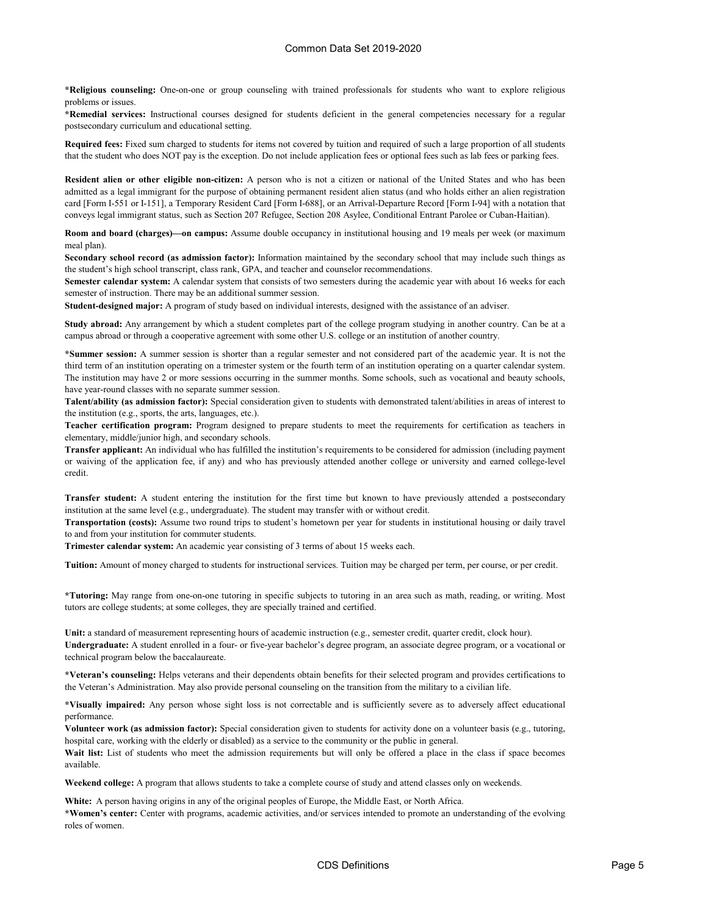**\*Religious counseling:** One-on-one or group counseling with trained professionals for students who want to explore religious problems or issues.

**\*Remedial services:** Instructional courses designed for students deficient in the general competencies necessary for a regular postsecondary curriculum and educational setting.

**Required fees:** Fixed sum charged to students for items not covered by tuition and required of such a large proportion of all students that the student who does NOT pay is the exception. Do not include application fees or optional fees such as lab fees or parking fees.

**Resident alien or other eligible non-citizen:** A person who is not a citizen or national of the United States and who has been admitted as a legal immigrant for the purpose of obtaining permanent resident alien status (and who holds either an alien registration card [Form I-551 or I-151], a Temporary Resident Card [Form I-688], or an Arrival-Departure Record [Form I-94] with a notation that conveys legal immigrant status, such as Section 207 Refugee, Section 208 Asylee, Conditional Entrant Parolee or Cuban-Haitian).

**Room and board (charges)—on campus:** Assume double occupancy in institutional housing and 19 meals per week (or maximum meal plan).

**Secondary school record (as admission factor):** Information maintained by the secondary school that may include such things as the student's high school transcript, class rank, GPA, and teacher and counselor recommendations.

**Semester calendar system:** A calendar system that consists of two semesters during the academic year with about 16 weeks for each semester of instruction. There may be an additional summer session.

**Student-designed major:** A program of study based on individual interests, designed with the assistance of an adviser.

**Study abroad:** Any arrangement by which a student completes part of the college program studying in another country. Can be at a campus abroad or through a cooperative agreement with some other U.S. college or an institution of another country.

**\*Summer session:** A summer session is shorter than a regular semester and not considered part of the academic year. It is not the third term of an institution operating on a trimester system or the fourth term of an institution operating on a quarter calendar system. The institution may have 2 or more sessions occurring in the summer months. Some schools, such as vocational and beauty schools, have year-round classes with no separate summer session.

**Talent/ability (as admission factor):** Special consideration given to students with demonstrated talent/abilities in areas of interest to the institution (e.g., sports, the arts, languages, etc.).

**Teacher certification program:** Program designed to prepare students to meet the requirements for certification as teachers in elementary, middle/junior high, and secondary schools.

**Transfer applicant:** An individual who has fulfilled the institution's requirements to be considered for admission (including payment or waiving of the application fee, if any) and who has previously attended another college or university and earned college-level credit.

**Transfer student:** A student entering the institution for the first time but known to have previously attended a postsecondary institution at the same level (e.g., undergraduate). The student may transfer with or without credit.

**Transportation (costs):** Assume two round trips to student's hometown per year for students in institutional housing or daily travel to and from your institution for commuter students.

**Trimester calendar system:** An academic year consisting of 3 terms of about 15 weeks each.

**Tuition:** Amount of money charged to students for instructional services. Tuition may be charged per term, per course, or per credit.

**\*Tutoring:** May range from one-on-one tutoring in specific subjects to tutoring in an area such as math, reading, or writing. Most tutors are college students; at some colleges, they are specially trained and certified.

**Unit:** a standard of measurement representing hours of academic instruction (e.g., semester credit, quarter credit, clock hour).

**Undergraduate:** A student enrolled in a four- or five-year bachelor's degree program, an associate degree program, or a vocational or technical program below the baccalaureate.

**\*Veteran's counseling:** Helps veterans and their dependents obtain benefits for their selected program and provides certifications to the Veteran's Administration. May also provide personal counseling on the transition from the military to a civilian life.

**\*Visually impaired:** Any person whose sight loss is not correctable and is sufficiently severe as to adversely affect educational performance.

**Volunteer work (as admission factor):** Special consideration given to students for activity done on a volunteer basis (e.g., tutoring, hospital care, working with the elderly or disabled) as a service to the community or the public in general.

**Wait list:** List of students who meet the admission requirements but will only be offered a place in the class if space becomes available.

**Weekend college:** A program that allows students to take a complete course of study and attend classes only on weekends.

**White:** A person having origins in any of the original peoples of Europe, the Middle East, or North Africa.

**\*Women's center:** Center with programs, academic activities, and/or services intended to promote an understanding of the evolving roles of women.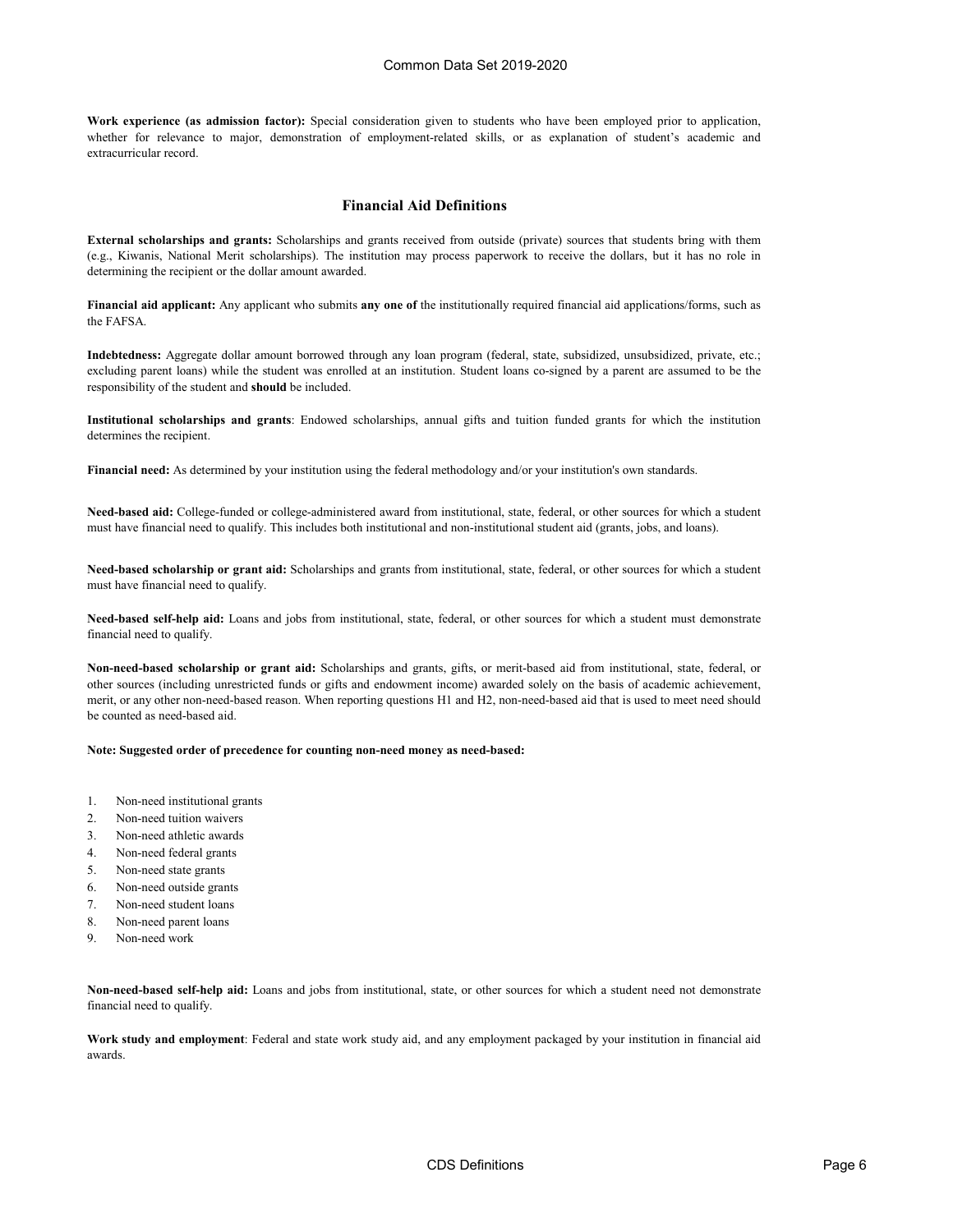**Work experience (as admission factor):** Special consideration given to students who have been employed prior to application, whether for relevance to major, demonstration of employment-related skills, or as explanation of student's academic and extracurricular record.

## Financial Aid Definitions

**External scholarships and grants:** Scholarships and grants received from outside (private) sources that students bring with them (e.g., Kiwanis, National Merit scholarships). The institution may process paperwork to receive the dollars, but it has no role in determining the recipient or the dollar amount awarded.

**Financial aid applicant:** Any applicant who submits **any one of** the institutionally required financial aid applications/forms, such as the FAFSA.

**Indebtedness:** Aggregate dollar amount borrowed through any loan program (federal, state, subsidized, unsubsidized, private, etc.; excluding parent loans) while the student was enrolled at an institution. Student loans co-signed by a parent are assumed to be the responsibility of the student and **should** be included.

**Institutional scholarships and grants**: Endowed scholarships, annual gifts and tuition funded grants for which the institution determines the recipient.

**Financial need:** As determined by your institution using the federal methodology and/or your institution's own standards.

**Need-based aid:** College-funded or college-administered award from institutional, state, federal, or other sources for which a student must have financial need to qualify. This includes both institutional and non-institutional student aid (grants, jobs, and loans).

**Need-based scholarship or grant aid:** Scholarships and grants from institutional, state, federal, or other sources for which a student must have financial need to qualify.

**Need-based self-help aid:** Loans and jobs from institutional, state, federal, or other sources for which a student must demonstrate financial need to qualify.

**Non-need-based scholarship or grant aid:** Scholarships and grants, gifts, or merit-based aid from institutional, state, federal, or other sources (including unrestricted funds or gifts and endowment income) awarded solely on the basis of academic achievement, merit, or any other non-need-based reason. When reporting questions H1 and H2, non-need-based aid that is used to meet need should be counted as need-based aid.

**Note: Suggested order of precedence for counting non-need money as need-based:**

1. Non-need institutional grants
2. Non-need tuition waivers
3. Non-need athletic awards
4. Non-need federal grants
5. Non-need state grants
6. Non-need outside grants
7. Non-need student loans
8. Non-need parent loans
9. Non-need work

**Non-need-based self-help aid:** Loans and jobs from institutional, state, or other sources for which a student need not demonstrate financial need to qualify.

**Work study and employment**: Federal and state work study aid, and any employment packaged by your institution in financial aid awards.